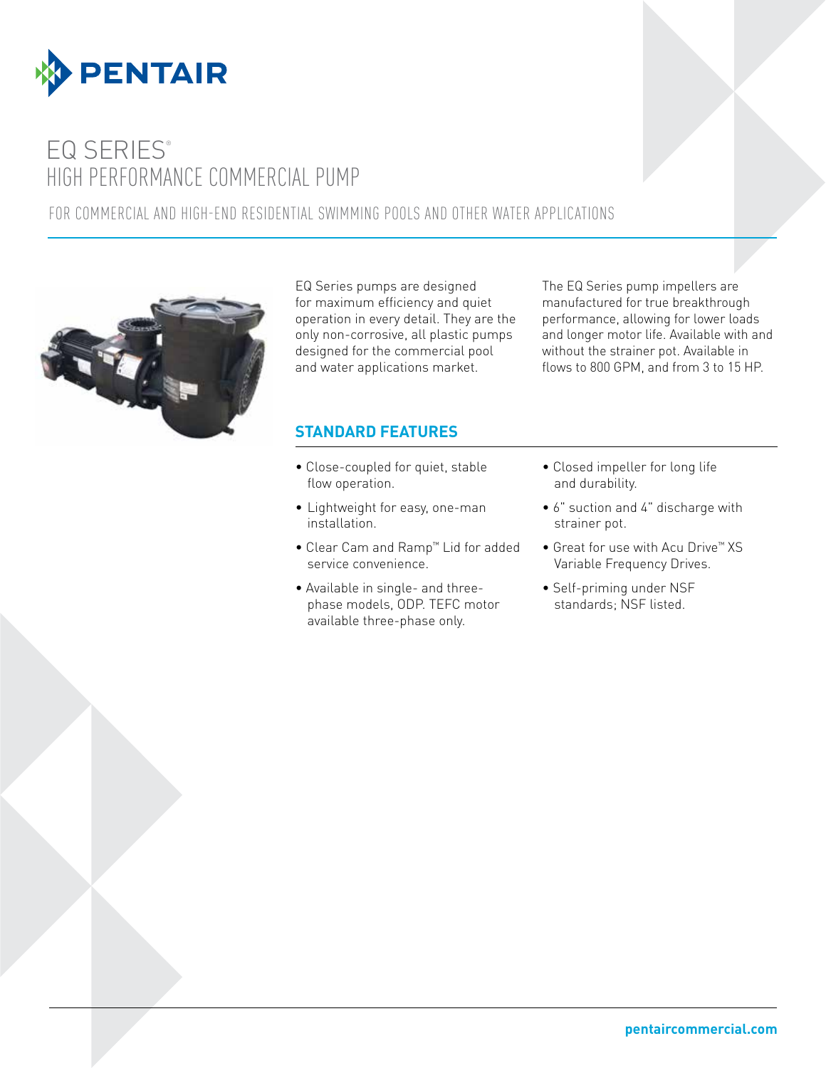# EQ SERIES®
## HIGH PERFORMANCE COMMERCIAL PUMP

FOR COMMERCIAL AND HIGH-END RESIDENTIAL SWIMMING POOLS AND OTHER WATER APPLICATIONS

EQ Series pumps are designed for maximum efficiency and quiet operation in every detail. They are the only non-corrosive, all plastic pumps designed for the commercial pool and water applications market.

The EQ Series pump impellers are manufactured for true breakthrough performance, allowing for lower loads and longer motor life. Available with and without the strainer pot. Available in flows to 800 GPM, and from 3 to 15 HP.

### STANDARD FEATURES

- Close-coupled for quiet, stable flow operation.
- Lightweight for easy, one-man installation.
- Clear Cam and Ramp™ Lid for added service convenience.
- Available in single- and three-phase models, ODP. TEFC motor available three-phase only.
- Closed impeller for long life and durability.
- 6" suction and 4" discharge with strainer pot.
- Great for use with Acu Drive™ XS Variable Frequency Drives.
- Self-priming under NSF standards; NSF listed.

pentaircommercial.com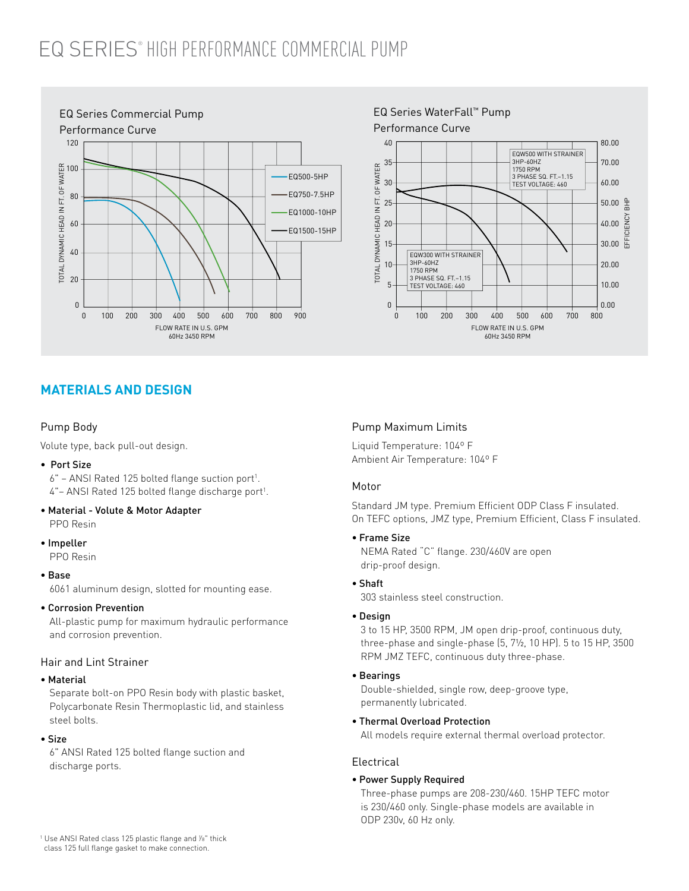# EQ SERIES® HIGH PERFORMANCE COMMERCIAL PUMP

EQ Series Commercial Pump
Performance Curve

TOTAL DYNAMIC HEAD IN FT. OF WATER
120
100
80
60
40
20
0
0 100 200 300 400 500 600 700 800 900
FLOW RATE IN U.S. GPM
60Hz 3450 RPM

EQ500-5HP
EQ750-7.5HP
EQ1000-10HP
EQ1500-15HP

EQ Series WaterFall™ Pump
Performance Curve

TOTAL DYNAMIC HEAD IN FT. OF WATER
40
35
30
25
20
15
10
5
0
0 100 200 300 400 500 600 700 800
FLOW RATE IN U.S. GPM
60Hz 3450 RPM

EFFICIENCY BHP
80.00
70.00
60.00
50.00
40.00
30.00
20.00
10.00
0.00

EQW500 WITH STRAINER
3HP-60HZ
1750 RPM
3 PHASE SQ. FT.–1.15
TEST VOLTAGE: 460

EQW300 WITH STRAINER
3HP-60HZ
1750 RPM
3 PHASE SQ. FT.–1.15
TEST VOLTAGE: 460

## MATERIALS AND DESIGN

### Pump Body

Volute type, back pull-out design.

- **Port Size**
  6" – ANSI Rated 125 bolted flange suction port[1].
  4"– ANSI Rated 125 bolted flange discharge port[1].
- **Material - Volute & Motor Adapter**
  PPO Resin
- **Impeller**
  PPO Resin
- **Base**
  6061 aluminum design, slotted for mounting ease.
- **Corrosion Prevention**
  All-plastic pump for maximum hydraulic performance and corrosion prevention.

### Hair and Lint Strainer

- **Material**
  Separate bolt-on PPO Resin body with plastic basket, Polycarbonate Resin Thermoplastic lid, and stainless steel bolts.
- **Size**
  6" ANSI Rated 125 bolted flange suction and discharge ports.

### Pump Maximum Limits

Liquid Temperature: 104º F
Ambient Air Temperature: 104º F

### Motor

Standard JM type. Premium Efficient ODP Class F insulated.
On TEFC options, JMZ type, Premium Efficient, Class F insulated.

- **Frame Size**
  NEMA Rated "C" flange. 230/460V are open drip-proof design.
- **Shaft**
  303 stainless steel construction.
- **Design**
  3 to 15 HP, 3500 RPM, JM open drip-proof, continuous duty, three-phase and single-phase (5, 7½, 10 HP). 5 to 15 HP, 3500 RPM JMZ TEFC, continuous duty three-phase.
- **Bearings**
  Double-shielded, single row, deep-groove type, permanently lubricated.
- **Thermal Overload Protection**
  All models require external thermal overload protector.

### Electrical

- **Power Supply Required**
  Three-phase pumps are 208-230/460. 15HP TEFC motor is 230/460 only. Single-phase models are available in ODP 230v, 60 Hz only.

[1] Use ANSI Rated class 125 plastic flange and ⅛" thick class 125 full flange gasket to make connection.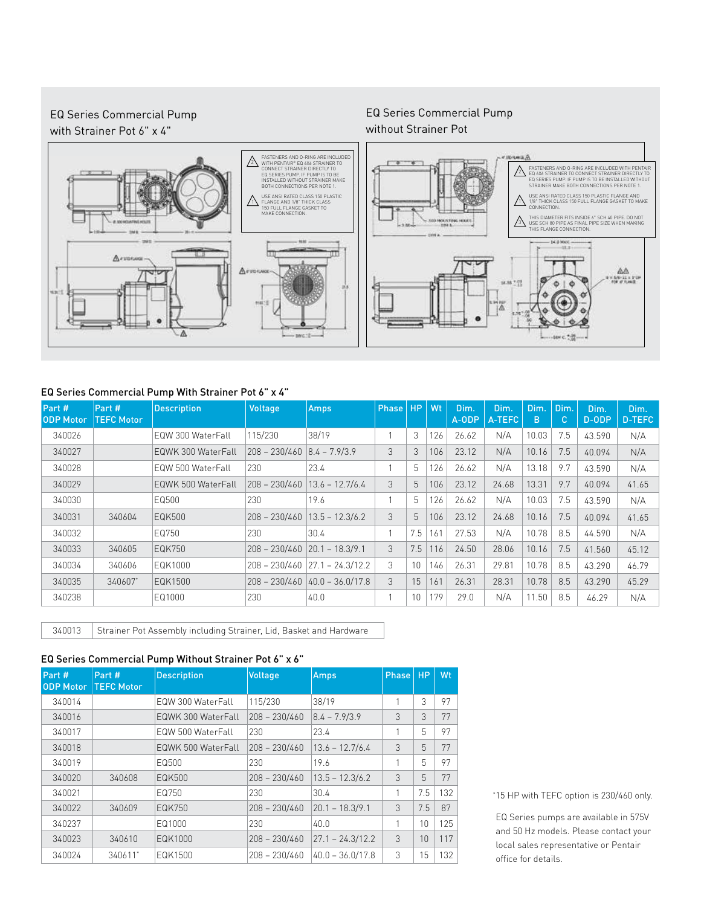EQ Series Commercial Pump with Strainer Pot 6" x 4"

EQ Series Commercial Pump without Strainer Pot

FASTENERS AND O-RING ARE INCLUDED WITH PENTAIR® EQ 6X6 STRAINER TO CONNECT STRAINER DIRECTLY TO EQ SERIES PUMP. IF PUMP IS TO BE INSTALLED WITHOUT STRAINER MAKE BOTH CONNECTIONS PER NOTE 1.

USE ANSI RATED CLASS 150 PLASTIC FLANGE AND 1/8" THICK CLASS 150 FULL FLANGE GASKET TO MAKE CONNECTION.

FASTENERS AND O-RING ARE INCLUDED WITH PENTAIR EQ 6X6 STRAINER TO CONNECT STRAINER DIRECTLY TO EQ SERIES PUMP. IF PUMP IS TO BE INSTALLED WITHOUT STRAINER MAKE BOTH CONNECTIONS PER NOTE 1.

USE ANSI RATED CLASS 150 PLASTIC FLANGE AND 1/8" THICK CLASS 150 FULL FLANGE GASKET TO MAKE CONNECTION.

THIS DIAMETER FITS INSIDE 6" SCH 40 PIPE. DO NOT USE SCH 80 PIPE AS FINAL PIPE SIZE WHEN MAKING THIS FLANGE CONNECTION.

## EQ Series Commercial Pump With Strainer Pot 6" x 4"

| Part # ODP Motor | Part # TEFC Motor | Description | Voltage | Amps | Phase | HP | Wt | Dim. A-ODP | Dim. A-TEFC | Dim. B | Dim. C | Dim. D-ODP | Dim. D-TEFC |
|---|---|---|---|---|---|---|---|---|---|---|---|---|---|
| 340026 | | EQW 300 WaterFall | 115/230 | 38/19 | 1 | 3 | 126 | 26.62 | N/A | 10.03 | 7.5 | 43.590 | N/A |
| 340027 | | EQWK 300 WaterFall | 208 – 230/460 | 8.4 – 7.9/3.9 | 3 | 3 | 106 | 23.12 | N/A | 10.16 | 7.5 | 40.094 | N/A |
| 340028 | | EQW 500 WaterFall | 230 | 23.4 | 1 | 5 | 126 | 26.62 | N/A | 13.18 | 9.7 | 43.590 | N/A |
| 340029 | | EQWK 500 WaterFall | 208 – 230/460 | 13.6 – 12.7/6.4 | 3 | 5 | 106 | 23.12 | 24.68 | 13.31 | 9.7 | 40.094 | 41.65 |
| 340030 | | EQ500 | 230 | 19.6 | 1 | 5 | 126 | 26.62 | N/A | 10.03 | 7.5 | 43.590 | N/A |
| 340031 | 340604 | EQK500 | 208 – 230/460 | 13.5 – 12.3/6.2 | 3 | 5 | 106 | 23.12 | 24.68 | 10.16 | 7.5 | 40.094 | 41.65 |
| 340032 | | EQ750 | 230 | 30.4 | 1 | 7.5 | 161 | 27.53 | N/A | 10.78 | 8.5 | 44.590 | N/A |
| 340033 | 340605 | EQK750 | 208 – 230/460 | 20.1 – 18.3/9.1 | 3 | 7.5 | 116 | 24.50 | 28.06 | 10.16 | 7.5 | 41.560 | 45.12 |
| 340034 | 340606 | EQK1000 | 208 – 230/460 | 27.1 – 24.3/12.2 | 3 | 10 | 146 | 26.31 | 29.81 | 10.78 | 8.5 | 43.290 | 46.79 |
| 340035 | 340607* | EQK1500 | 208 – 230/460 | 40.0 – 36.0/17.8 | 3 | 15 | 161 | 26.31 | 28.31 | 10.78 | 8.5 | 43.290 | 45.29 |
| 340238 | | EQ1000 | 230 | 40.0 | 1 | 10 | 179 | 29.0 | N/A | 11.50 | 8.5 | 46.29 | N/A |

| | |
|---|---|
| 340013 | Strainer Pot Assembly including Strainer, Lid, Basket and Hardware |

## EQ Series Commercial Pump Without Strainer Pot 6" x 6"

| Part # ODP Motor | Part # TEFC Motor | Description | Voltage | Amps | Phase | HP | Wt |
|---|---|---|---|---|---|---|---|
| 340014 | | EQW 300 WaterFall | 115/230 | 38/19 | 1 | 3 | 97 |
| 340016 | | EQWK 300 WaterFall | 208 – 230/460 | 8.4 – 7.9/3.9 | 3 | 3 | 77 |
| 340017 | | EQW 500 WaterFall | 230 | 23.4 | 1 | 5 | 97 |
| 340018 | | EQWK 500 WaterFall | 208 – 230/460 | 13.6 – 12.7/6.4 | 3 | 5 | 77 |
| 340019 | | EQ500 | 230 | 19.6 | 1 | 5 | 97 |
| 340020 | 340608 | EQK500 | 208 – 230/460 | 13.5 – 12.3/6.2 | 3 | 5 | 77 |
| 340021 | | EQ750 | 230 | 30.4 | 1 | 7.5 | 132 |
| 340022 | 340609 | EQK750 | 208 – 230/460 | 20.1 – 18.3/9.1 | 3 | 7.5 | 87 |
| 340237 | | EQ1000 | 230 | 40.0 | 1 | 10 | 125 |
| 340023 | 340610 | EQK1000 | 208 – 230/460 | 27.1 – 24.3/12.2 | 3 | 10 | 117 |
| 340024 | 340611* | EQK1500 | 208 – 230/460 | 40.0 – 36.0/17.8 | 3 | 15 | 132 |

*15 HP with TEFC option is 230/460 only.

EQ Series pumps are available in 575V and 50 Hz models. Please contact your local sales representative or Pentair office for details.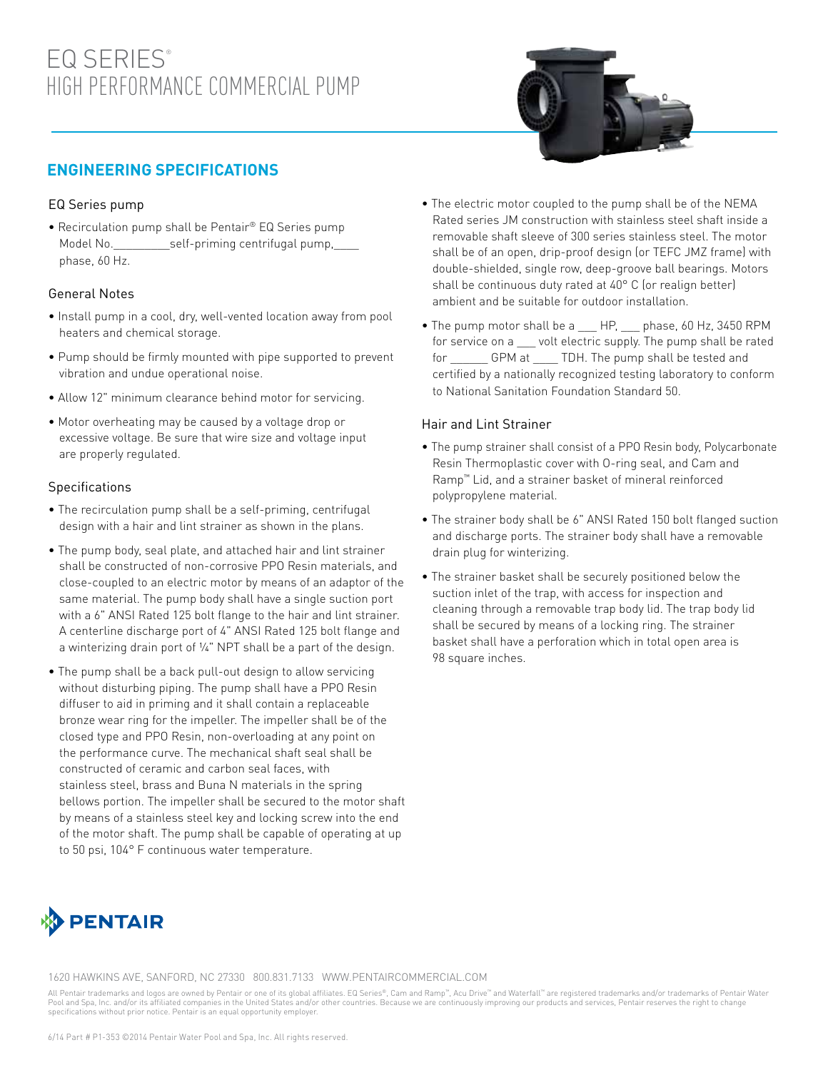# EQ SERIES®
# HIGH PERFORMANCE COMMERCIAL PUMP

## ENGINEERING SPECIFICATIONS

### EQ Series pump

- Recirculation pump shall be Pentair® EQ Series pump Model No.__________self-priming centrifugal pump,____ phase, 60 Hz.

### General Notes

- Install pump in a cool, dry, well-vented location away from pool heaters and chemical storage.
- Pump should be firmly mounted with pipe supported to prevent vibration and undue operational noise.
- Allow 12" minimum clearance behind motor for servicing.
- Motor overheating may be caused by a voltage drop or excessive voltage. Be sure that wire size and voltage input are properly regulated.

### Specifications

- The recirculation pump shall be a self-priming, centrifugal design with a hair and lint strainer as shown in the plans.
- The pump body, seal plate, and attached hair and lint strainer shall be constructed of non-corrosive PPO Resin materials, and close-coupled to an electric motor by means of an adaptor of the same material. The pump body shall have a single suction port with a 6" ANSI Rated 125 bolt flange to the hair and lint strainer. A centerline discharge port of 4" ANSI Rated 125 bolt flange and a winterizing drain port of ¼" NPT shall be a part of the design.
- The pump shall be a back pull-out design to allow servicing without disturbing piping. The pump shall have a PPO Resin diffuser to aid in priming and it shall contain a replaceable bronze wear ring for the impeller. The impeller shall be of the closed type and PPO Resin, non-overloading at any point on the performance curve. The mechanical shaft seal shall be constructed of ceramic and carbon seal faces, with stainless steel, brass and Buna N materials in the spring bellows portion. The impeller shall be secured to the motor shaft by means of a stainless steel key and locking screw into the end of the motor shaft. The pump shall be capable of operating at up to 50 psi, 104° F continuous water temperature.
- The electric motor coupled to the pump shall be of the NEMA Rated series JM construction with stainless steel shaft inside a removable shaft sleeve of 300 series stainless steel. The motor shall be of an open, drip-proof design (or TEFC JMZ frame) with double-shielded, single row, deep-groove ball bearings. Motors shall be continuous duty rated at 40° C (or realign better) ambient and be suitable for outdoor installation.
- The pump motor shall be a ___ HP, ___ phase, 60 Hz, 3450 RPM for service on a ___ volt electric supply. The pump shall be rated for ______ GPM at ____ TDH. The pump shall be tested and certified by a nationally recognized testing laboratory to conform to National Sanitation Foundation Standard 50.

### Hair and Lint Strainer

- The pump strainer shall consist of a PPO Resin body, Polycarbonate Resin Thermoplastic cover with O-ring seal, and Cam and Ramp™ Lid, and a strainer basket of mineral reinforced polypropylene material.
- The strainer body shall be 6" ANSI Rated 150 bolt flanged suction and discharge ports. The strainer body shall have a removable drain plug for winterizing.
- The strainer basket shall be securely positioned below the suction inlet of the trap, with access for inspection and cleaning through a removable trap body lid. The trap body lid shall be secured by means of a locking ring. The strainer basket shall have a perforation which in total open area is 98 square inches.

PENTAIR

1620 HAWKINS AVE, SANFORD, NC 27330 800.831.7133 WWW.PENTAIRCOMMERCIAL.COM

All Pentair trademarks and logos are owned by Pentair or one of its global affiliates. EQ Series®, Cam and Ramp™, Acu Drive™ and Waterfall™ are registered trademarks and/or trademarks of Pentair Water Pool and Spa, Inc. and/or its affiliated companies in the United States and/or other countries. Because we are continuously improving our products and services, Pentair reserves the right to change specifications without prior notice. Pentair is an equal opportunity employer.

6/14 Part # P1-353 ©2014 Pentair Water Pool and Spa, Inc. All rights reserved.